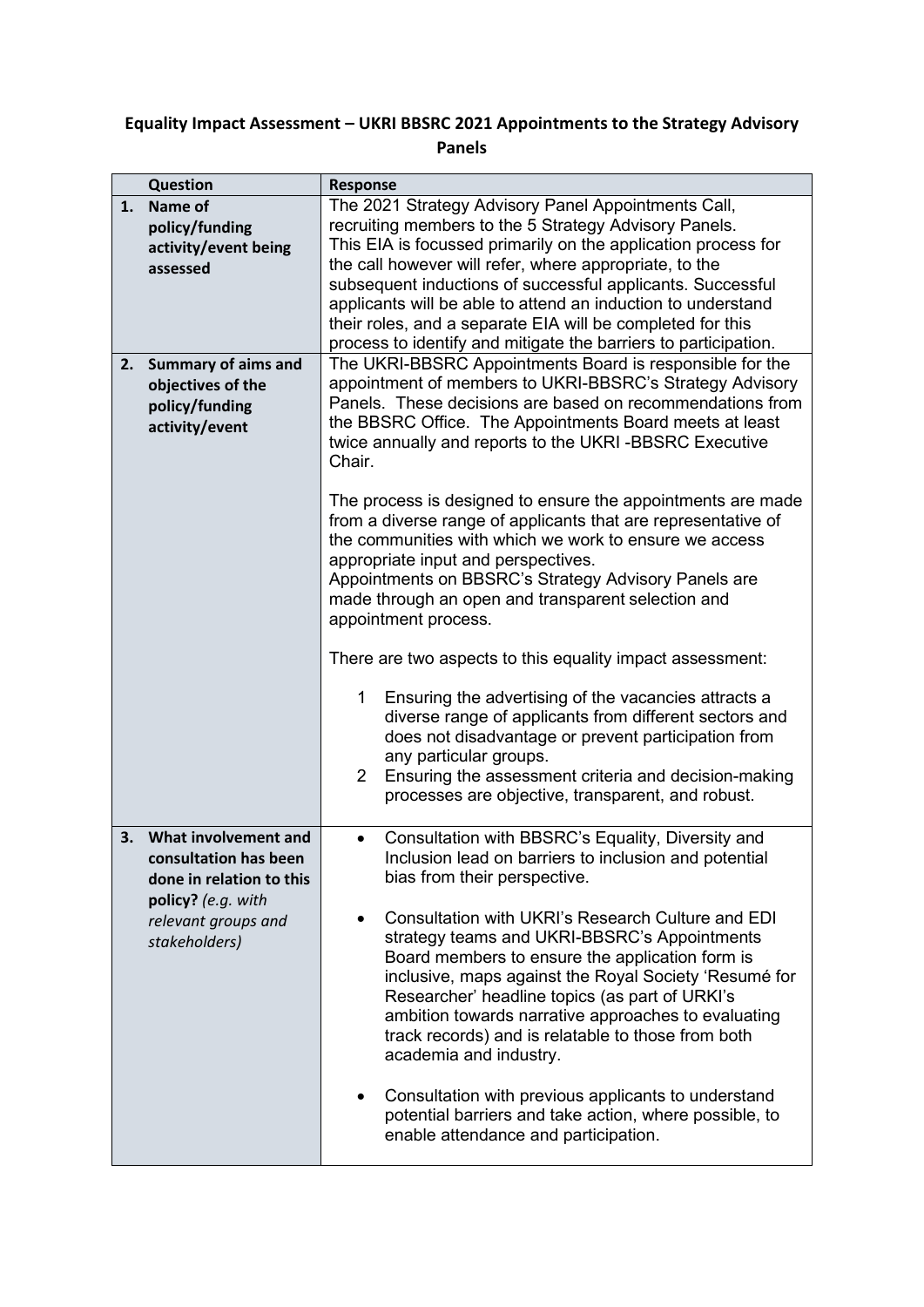# Equality Impact Assessment – UKRI BBSRC 2021 Appointments to the Strategy Advisory Panels

| | Question | Response |
|---|---|---|
| **1.** | **Name of policy/funding activity/event being assessed** | The 2021 Strategy Advisory Panel Appointments Call, recruiting members to the 5 Strategy Advisory Panels.<br>This EIA is focussed primarily on the application process for the call however will refer, where appropriate, to the subsequent inductions of successful applicants. Successful applicants will be able to attend an induction to understand their roles, and a separate EIA will be completed for this process to identify and mitigate the barriers to participation. |
| **2.** | **Summary of aims and objectives of the policy/funding activity/event** | The UKRI-BBSRC Appointments Board is responsible for the appointment of members to UKRI-BBSRC's Strategy Advisory Panels. These decisions are based on recommendations from the BBSRC Office. The Appointments Board meets at least twice annually and reports to the UKRI -BBSRC Executive Chair.<br><br>The process is designed to ensure the appointments are made from a diverse range of applicants that are representative of the communities with which we work to ensure we access appropriate input and perspectives.<br>Appointments on BBSRC's Strategy Advisory Panels are made through an open and transparent selection and appointment process.<br><br>There are two aspects to this equality impact assessment:<br><br>1 Ensuring the advertising of the vacancies attracts a diverse range of applicants from different sectors and does not disadvantage or prevent participation from any particular groups.<br>2 Ensuring the assessment criteria and decision-making processes are objective, transparent, and robust. |
| **3.** | **What involvement and consultation has been done in relation to this policy?** *(e.g. with relevant groups and stakeholders)* | • Consultation with BBSRC's Equality, Diversity and Inclusion lead on barriers to inclusion and potential bias from their perspective.<br><br>• Consultation with UKRI's Research Culture and EDI strategy teams and UKRI-BBSRC's Appointments Board members to ensure the application form is inclusive, maps against the Royal Society 'Resumé for Researcher' headline topics (as part of URKI's ambition towards narrative approaches to evaluating track records) and is relatable to those from both academia and industry.<br><br>• Consultation with previous applicants to understand potential barriers and take action, where possible, to enable attendance and participation. |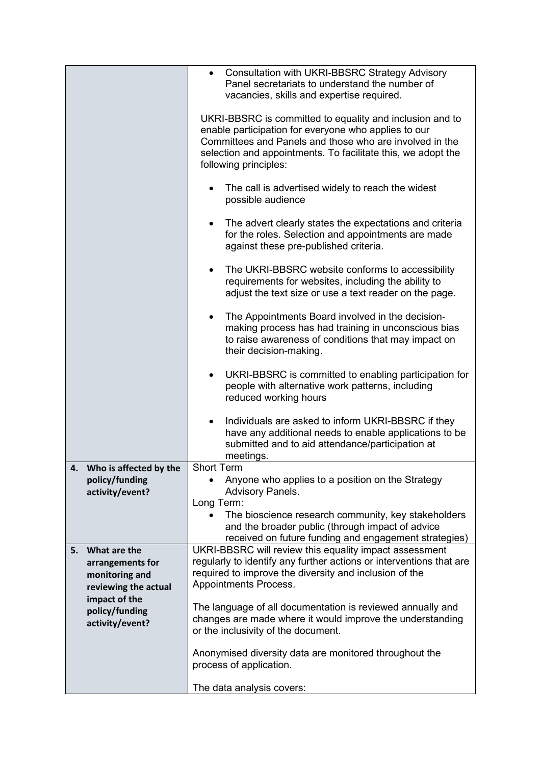| | |
|---|---|
| | • Consultation with UKRI-BBSRC Strategy Advisory Panel secretariats to understand the number of vacancies, skills and expertise required.<br><br>UKRI-BBSRC is committed to equality and inclusion and to enable participation for everyone who applies to our Committees and Panels and those who are involved in the selection and appointments. To facilitate this, we adopt the following principles:<br><br>• The call is advertised widely to reach the widest possible audience<br><br>• The advert clearly states the expectations and criteria for the roles. Selection and appointments are made against these pre-published criteria.<br><br>• The UKRI-BBSRC website conforms to accessibility requirements for websites, including the ability to adjust the text size or use a text reader on the page.<br><br>• The Appointments Board involved in the decision-making process has had training in unconscious bias to raise awareness of conditions that may impact on their decision-making.<br><br>• UKRI-BBSRC is committed to enabling participation for people with alternative work patterns, including reduced working hours<br><br>• Individuals are asked to inform UKRI-BBSRC if they have any additional needs to enable applications to be submitted and to aid attendance/participation at meetings. |
| **4. Who is affected by the policy/funding activity/event?** | Short Term<br>• Anyone who applies to a position on the Strategy Advisory Panels.<br>Long Term:<br>• The bioscience research community, key stakeholders and the broader public (through impact of advice received on future funding and engagement strategies) |
| **5. What are the arrangements for monitoring and reviewing the actual impact of the policy/funding activity/event?** | UKRI-BBSRC will review this equality impact assessment regularly to identify any further actions or interventions that are required to improve the diversity and inclusion of the Appointments Process.<br><br>The language of all documentation is reviewed annually and changes are made where it would improve the understanding or the inclusivity of the document.<br><br>Anonymised diversity data are monitored throughout the process of application.<br><br>The data analysis covers: |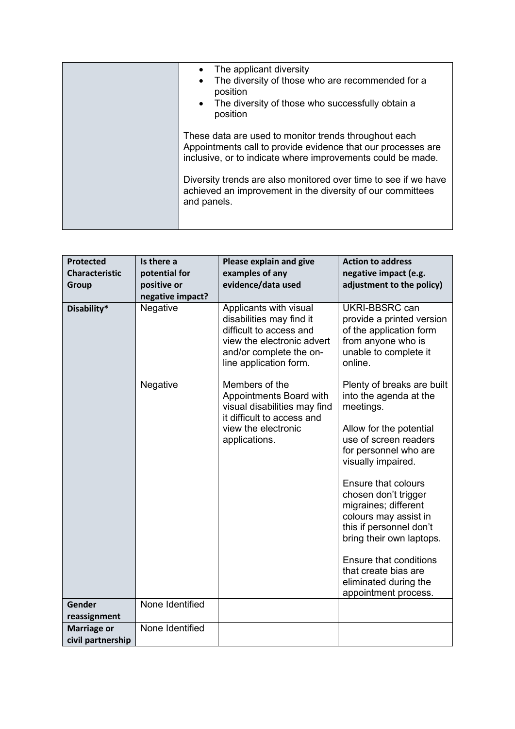| | • The applicant diversity<br>• The diversity of those who are recommended for a position<br>• The diversity of those who successfully obtain a position<br><br>These data are used to monitor trends throughout each Appointments call to provide evidence that our processes are inclusive, or to indicate where improvements could be made.<br><br>Diversity trends are also monitored over time to see if we have achieved an improvement in the diversity of our committees and panels. |
|---|---|

| Protected Characteristic Group | Is there a potential for positive or negative impact? | Please explain and give examples of any evidence/data used | Action to address negative impact (e.g. adjustment to the policy) |
|---|---|---|---|
| **Disability*** | Negative | Applicants with visual disabilities may find it difficult to access and view the electronic advert and/or complete the on-line application form. | UKRI-BBSRC can provide a printed version of the application form from anyone who is unable to complete it online. |
| | Negative | Members of the Appointments Board with visual disabilities may find it difficult to access and view the electronic applications. | Plenty of breaks are built into the agenda at the meetings.<br><br>Allow for the potential use of screen readers for personnel who are visually impaired.<br><br>Ensure that colours chosen don't trigger migraines; different colours may assist in this if personnel don't bring their own laptops.<br><br>Ensure that conditions that create bias are eliminated during the appointment process. |
| **Gender reassignment** | None Identified | | |
| **Marriage or civil partnership** | None Identified | | |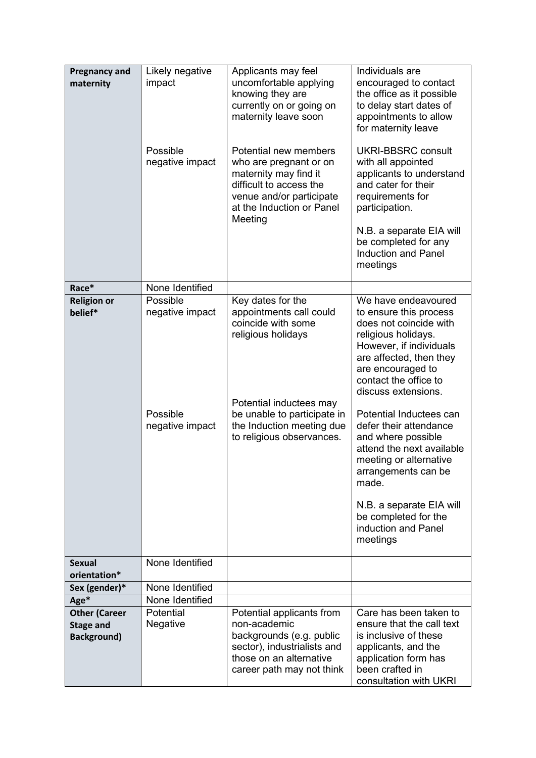| **Pregnancy and maternity** | Likely negative impact | Applicants may feel uncomfortable applying knowing they are currently on or going on maternity leave soon | Individuals are encouraged to contact the office as it possible to delay start dates of appointments to allow for maternity leave |
|---|---|---|---|
| | Possible negative impact | Potential new members who are pregnant or on maternity may find it difficult to access the venue and/or participate at the Induction or Panel Meeting | UKRI-BBSRC consult with all appointed applicants to understand and cater for their requirements for participation.<br><br>N.B. a separate EIA will be completed for any Induction and Panel meetings |
| **Race*** | None Identified | | |
| **Religion or belief*** | Possible negative impact | Key dates for the appointments call could coincide with some religious holidays | We have endeavoured to ensure this process does not coincide with religious holidays. However, if individuals are affected, then they are encouraged to contact the office to discuss extensions. |
| | Possible negative impact | Potential inductees may be unable to participate in the Induction meeting due to religious observances. | Potential Inductees can defer their attendance and where possible attend the next available meeting or alternative arrangements can be made.<br><br>N.B. a separate EIA will be completed for the induction and Panel meetings |
| **Sexual orientation*** | None Identified | | |
| **Sex (gender)*** | None Identified | | |
| **Age*** | None Identified | | |
| **Other (Career Stage and Background)** | Potential Negative | Potential applicants from non-academic backgrounds (e.g. public sector), industrialists and those on an alternative career path may not think | Care has been taken to ensure that the call text is inclusive of these applicants, and the application form has been crafted in consultation with UKRI |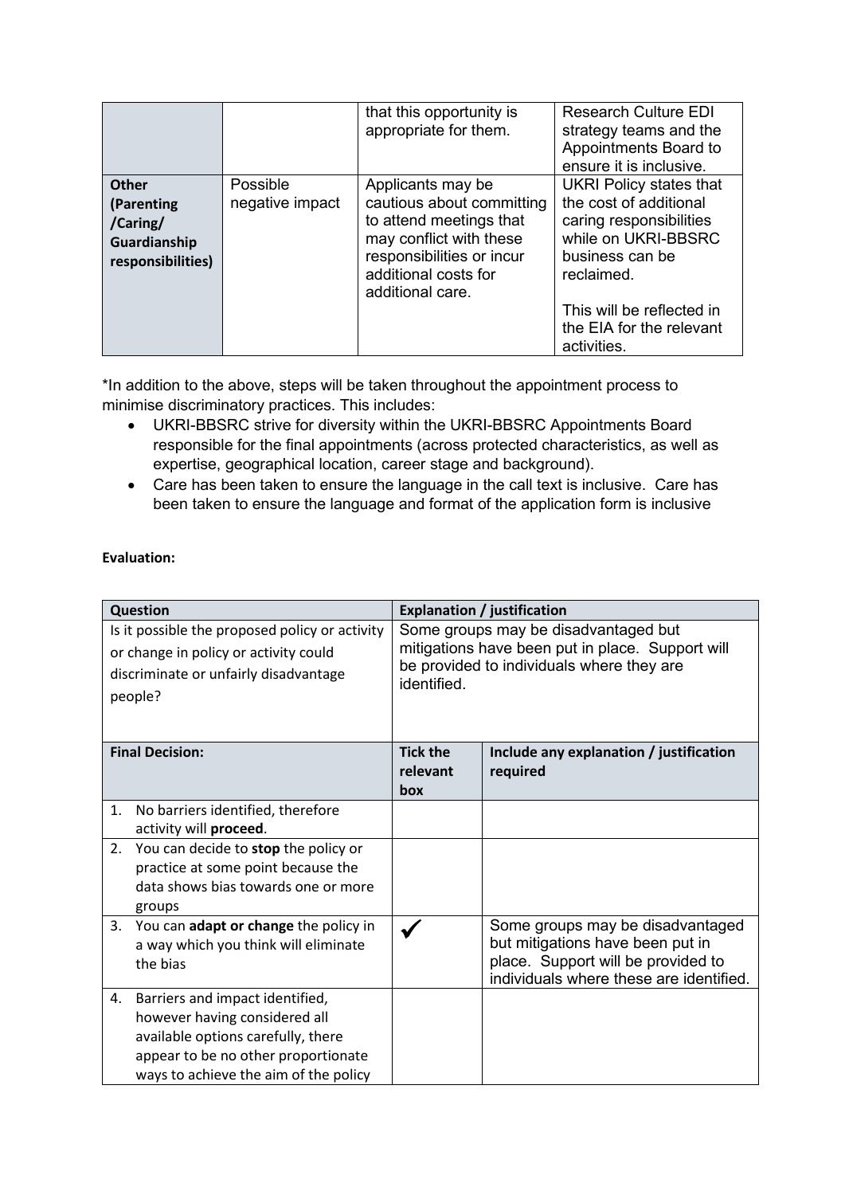| | | | |
|---|---|---|---|
| | | that this opportunity is appropriate for them. | Research Culture EDI strategy teams and the Appointments Board to ensure it is inclusive. |
| **Other (Parenting /Caring/ Guardianship responsibilities)** | Possible negative impact | Applicants may be cautious about committing to attend meetings that may conflict with these responsibilities or incur additional costs for additional care. | UKRI Policy states that the cost of additional caring responsibilities while on UKRI-BBSRC business can be reclaimed.<br><br>This will be reflected in the EIA for the relevant activities. |

*In addition to the above, steps will be taken throughout the appointment process to minimise discriminatory practices. This includes:

- UKRI-BBSRC strive for diversity within the UKRI-BBSRC Appointments Board responsible for the final appointments (across protected characteristics, as well as expertise, geographical location, career stage and background).
- Care has been taken to ensure the language in the call text is inclusive. Care has been taken to ensure the language and format of the application form is inclusive

**Evaluation:**

| Question | Explanation / justification |
|---|---|
| Is it possible the proposed policy or activity or change in policy or activity could discriminate or unfairly disadvantage people? | Some groups may be disadvantaged but mitigations have been put in place. Support will be provided to individuals where they are identified. |

| Final Decision: | Tick the relevant box | Include any explanation / justification required |
|---|---|---|
| 1. No barriers identified, therefore activity will **proceed**. | | |
| 2. You can decide to **stop** the policy or practice at some point because the data shows bias towards one or more groups | | |
| 3. You can **adapt or change** the policy in a way which you think will eliminate the bias | ✓ | Some groups may be disadvantaged but mitigations have been put in place. Support will be provided to individuals where these are identified. |
| 4. Barriers and impact identified, however having considered all available options carefully, there appear to be no other proportionate ways to achieve the aim of the policy | | |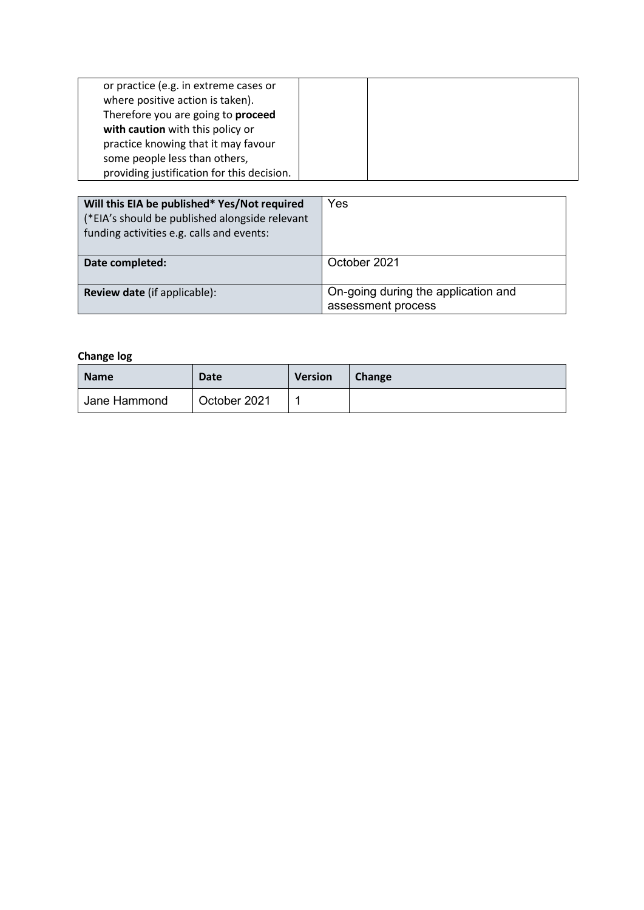| | | |
|---|---|---|
| or practice (e.g. in extreme cases or where positive action is taken). Therefore you are going to **proceed with caution** with this policy or practice knowing that it may favour some people less than others, providing justification for this decision. | | |

| | |
|---|---|
| **Will this EIA be published* Yes/Not required** (*EIA's should be published alongside relevant funding activities e.g. calls and events: | Yes |
| **Date completed:** | October 2021 |
| **Review date** (if applicable): | On-going during the application and assessment process |

**Change log**

| Name | Date | Version | Change |
|---|---|---|---|
| Jane Hammond | October 2021 | 1 | |